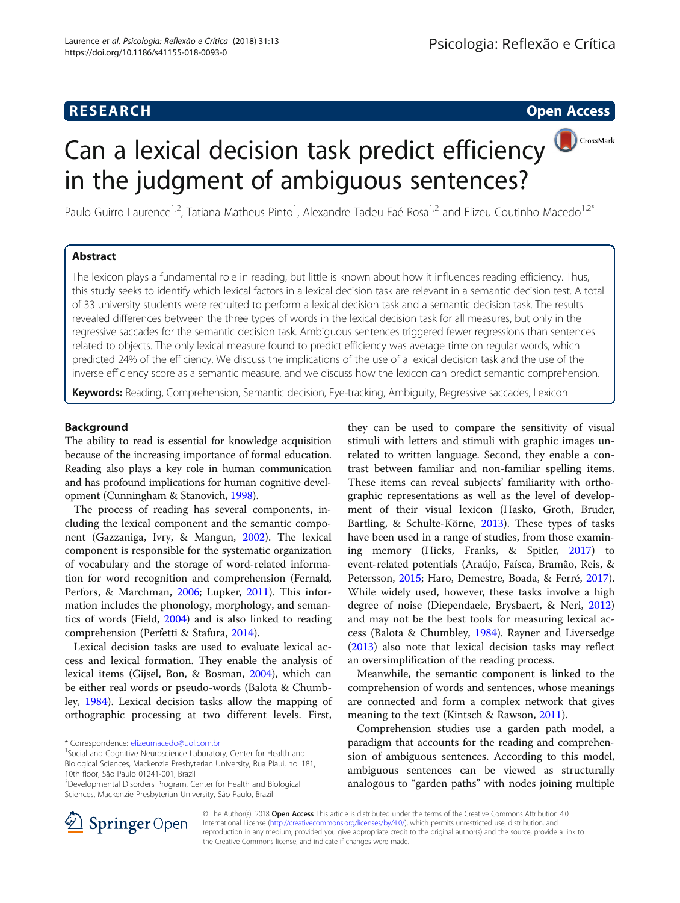RESEARCH **Open Access**

# Can a lexical decision task predict efficiency in the judgment of ambiguous sentences?

Paulo Guirro Laurence[1,2], Tatiana Matheus Pinto[1], Alexandre Tadeu Faé Rosa[1,2] and Elizeu Coutinho Macedo[1,2*]

## Abstract

The lexicon plays a fundamental role in reading, but little is known about how it influences reading efficiency. Thus, this study seeks to identify which lexical factors in a lexical decision task are relevant in a semantic decision test. A total of 33 university students were recruited to perform a lexical decision task and a semantic decision task. The results revealed differences between the three types of words in the lexical decision task for all measures, but only in the regressive saccades for the semantic decision task. Ambiguous sentences triggered fewer regressions than sentences related to objects. The only lexical measure found to predict efficiency was average time on regular words, which predicted 24% of the efficiency. We discuss the implications of the use of a lexical decision task and the use of the inverse efficiency score as a semantic measure, and we discuss how the lexicon can predict semantic comprehension.

**Keywords:** Reading, Comprehension, Semantic decision, Eye-tracking, Ambiguity, Regressive saccades, Lexicon

## Background

The ability to read is essential for knowledge acquisition because of the increasing importance of formal education. Reading also plays a key role in human communication and has profound implications for human cognitive development (Cunningham & Stanovich, 1998).

The process of reading has several components, including the lexical component and the semantic component (Gazzaniga, Ivry, & Mangun, 2002). The lexical component is responsible for the systematic organization of vocabulary and the storage of word-related information for word recognition and comprehension (Fernald, Perfors, & Marchman, 2006; Lupker, 2011). This information includes the phonology, morphology, and semantics of words (Field, 2004) and is also linked to reading comprehension (Perfetti & Stafura, 2014).

Lexical decision tasks are used to evaluate lexical access and lexical formation. They enable the analysis of lexical items (Gijsel, Bon, & Bosman, 2004), which can be either real words or pseudo-words (Balota & Chumbley, 1984). Lexical decision tasks allow the mapping of orthographic processing at two different levels. First, they can be used to compare the sensitivity of visual stimuli with letters and stimuli with graphic images unrelated to written language. Second, they enable a contrast between familiar and non-familiar spelling items. These items can reveal subjects' familiarity with orthographic representations as well as the level of development of their visual lexicon (Hasko, Groth, Bruder, Bartling, & Schulte-Körne, 2013). These types of tasks have been used in a range of studies, from those examining memory (Hicks, Franks, & Spitler, 2017) to event-related potentials (Araújo, Faísca, Bramão, Reis, & Petersson, 2015; Haro, Demestre, Boada, & Ferré, 2017). While widely used, however, these tasks involve a high degree of noise (Diependaele, Brysbaert, & Neri, 2012) and may not be the best tools for measuring lexical access (Balota & Chumbley, 1984). Rayner and Liversedge (2013) also note that lexical decision tasks may reflect an oversimplification of the reading process.

Meanwhile, the semantic component is linked to the comprehension of words and sentences, whose meanings are connected and form a complex network that gives meaning to the text (Kintsch & Rawson, 2011).

Comprehension studies use a garden path model, a paradigm that accounts for the reading and comprehension of ambiguous sentences. According to this model, ambiguous sentences can be viewed as structurally analogous to "garden paths" with nodes joining multiple

\* Correspondence: elizeumacedo@uol.com.br
[1]Social and Cognitive Neuroscience Laboratory, Center for Health and Biological Sciences, Mackenzie Presbyterian University, Rua Piaui, no. 181, 10th floor, São Paulo 01241-001, Brazil
[2]Developmental Disorders Program, Center for Health and Biological Sciences, Mackenzie Presbyterian University, São Paulo, Brazil

© The Author(s). 2018 **Open Access** This article is distributed under the terms of the Creative Commons Attribution 4.0 International License (http://creativecommons.org/licenses/by/4.0/), which permits unrestricted use, distribution, and reproduction in any medium, provided you give appropriate credit to the original author(s) and the source, provide a link to the Creative Commons license, and indicate if changes were made.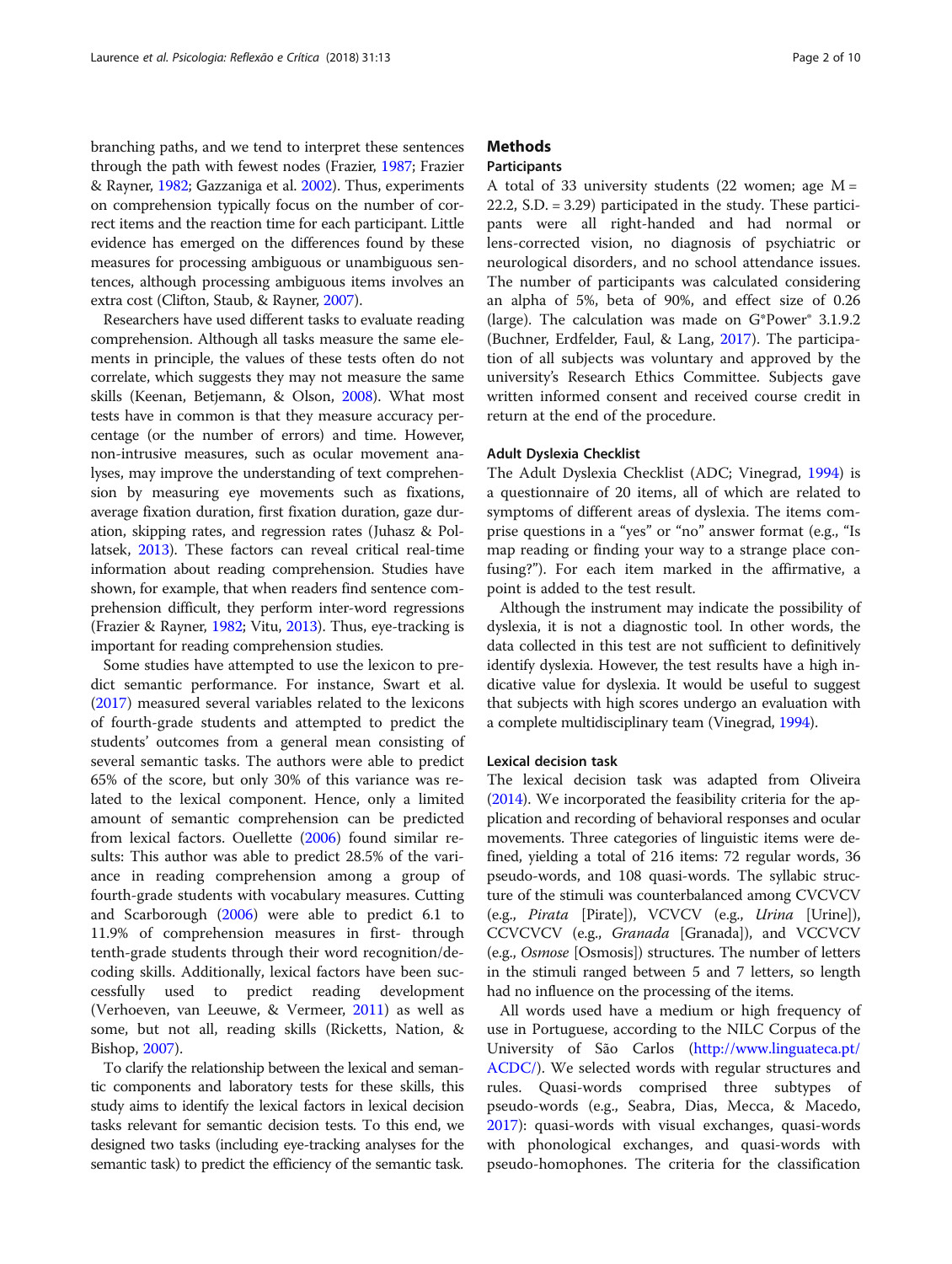branching paths, and we tend to interpret these sentences through the path with fewest nodes (Frazier, 1987; Frazier & Rayner, 1982; Gazzaniga et al. 2002). Thus, experiments on comprehension typically focus on the number of correct items and the reaction time for each participant. Little evidence has emerged on the differences found by these measures for processing ambiguous or unambiguous sentences, although processing ambiguous items involves an extra cost (Clifton, Staub, & Rayner, 2007).

Researchers have used different tasks to evaluate reading comprehension. Although all tasks measure the same elements in principle, the values of these tests often do not correlate, which suggests they may not measure the same skills (Keenan, Betjemann, & Olson, 2008). What most tests have in common is that they measure accuracy percentage (or the number of errors) and time. However, non-intrusive measures, such as ocular movement analyses, may improve the understanding of text comprehension by measuring eye movements such as fixations, average fixation duration, first fixation duration, gaze duration, skipping rates, and regression rates (Juhasz & Pollatsek, 2013). These factors can reveal critical real-time information about reading comprehension. Studies have shown, for example, that when readers find sentence comprehension difficult, they perform inter-word regressions (Frazier & Rayner, 1982; Vitu, 2013). Thus, eye-tracking is important for reading comprehension studies.

Some studies have attempted to use the lexicon to predict semantic performance. For instance, Swart et al. (2017) measured several variables related to the lexicons of fourth-grade students and attempted to predict the students' outcomes from a general mean consisting of several semantic tasks. The authors were able to predict 65% of the score, but only 30% of this variance was related to the lexical component. Hence, only a limited amount of semantic comprehension can be predicted from lexical factors. Ouellette (2006) found similar results: This author was able to predict 28.5% of the variance in reading comprehension among a group of fourth-grade students with vocabulary measures. Cutting and Scarborough (2006) were able to predict 6.1 to 11.9% of comprehension measures in first- through tenth-grade students through their word recognition/decoding skills. Additionally, lexical factors have been successfully used to predict reading development (Verhoeven, van Leeuwe, & Vermeer, 2011) as well as some, but not all, reading skills (Ricketts, Nation, & Bishop, 2007).

To clarify the relationship between the lexical and semantic components and laboratory tests for these skills, this study aims to identify the lexical factors in lexical decision tasks relevant for semantic decision tests. To this end, we designed two tasks (including eye-tracking analyses for the semantic task) to predict the efficiency of the semantic task.

## Methods

### Participants

A total of 33 university students (22 women; age M = 22.2, S.D. = 3.29) participated in the study. These participants were all right-handed and had normal or lens-corrected vision, no diagnosis of psychiatric or neurological disorders, and no school attendance issues. The number of participants was calculated considering an alpha of 5%, beta of 90%, and effect size of 0.26 (large). The calculation was made on G*Power® 3.1.9.2 (Buchner, Erdfelder, Faul, & Lang, 2017). The participation of all subjects was voluntary and approved by the university's Research Ethics Committee. Subjects gave written informed consent and received course credit in return at the end of the procedure.

### Adult Dyslexia Checklist

The Adult Dyslexia Checklist (ADC; Vinegrad, 1994) is a questionnaire of 20 items, all of which are related to symptoms of different areas of dyslexia. The items comprise questions in a "yes" or "no" answer format (e.g., "Is map reading or finding your way to a strange place confusing?"). For each item marked in the affirmative, a point is added to the test result.

Although the instrument may indicate the possibility of dyslexia, it is not a diagnostic tool. In other words, the data collected in this test are not sufficient to definitively identify dyslexia. However, the test results have a high indicative value for dyslexia. It would be useful to suggest that subjects with high scores undergo an evaluation with a complete multidisciplinary team (Vinegrad, 1994).

### Lexical decision task

The lexical decision task was adapted from Oliveira (2014). We incorporated the feasibility criteria for the application and recording of behavioral responses and ocular movements. Three categories of linguistic items were defined, yielding a total of 216 items: 72 regular words, 36 pseudo-words, and 108 quasi-words. The syllabic structure of the stimuli was counterbalanced among CVCVCV (e.g., *Pirata* [Pirate]), VCVCV (e.g., *Urina* [Urine]), CCVCVCV (e.g., *Granada* [Granada]), and VCCVCV (e.g., *Osmose* [Osmosis]) structures. The number of letters in the stimuli ranged between 5 and 7 letters, so length had no influence on the processing of the items.

All words used have a medium or high frequency of use in Portuguese, according to the NILC Corpus of the University of São Carlos (http://www.linguateca.pt/ACDC/). We selected words with regular structures and rules. Quasi-words comprised three subtypes of pseudo-words (e.g., Seabra, Dias, Mecca, & Macedo, 2017): quasi-words with visual exchanges, quasi-words with phonological exchanges, and quasi-words with pseudo-homophones. The criteria for the classification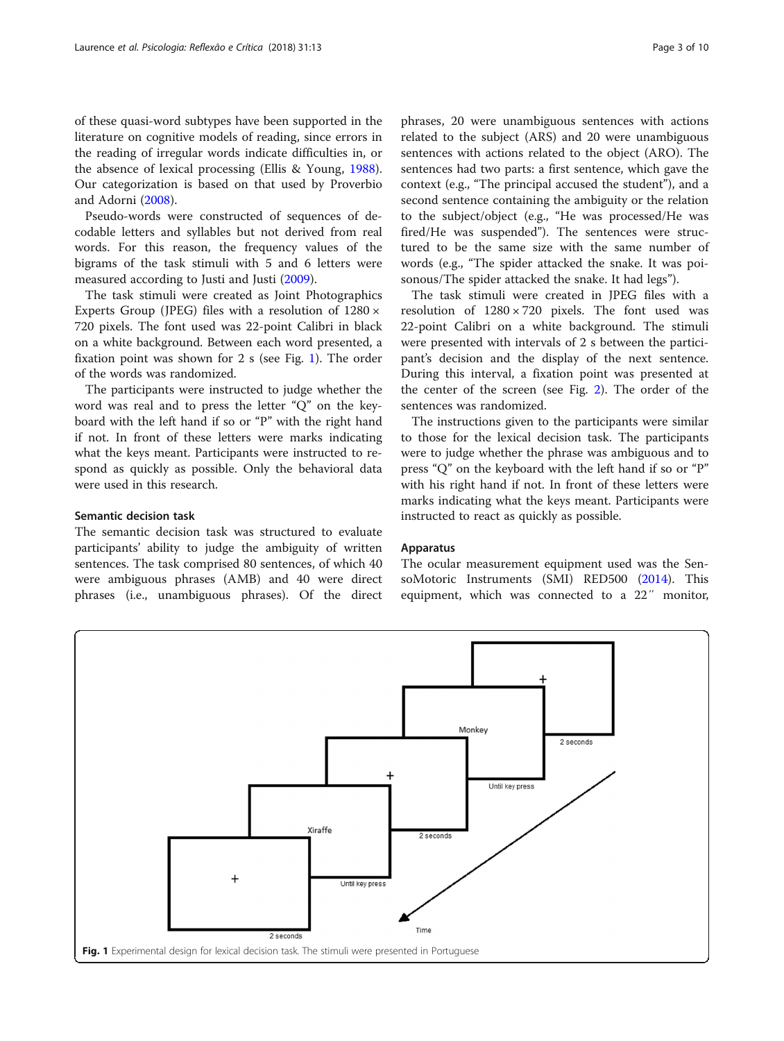of these quasi-word subtypes have been supported in the literature on cognitive models of reading, since errors in the reading of irregular words indicate difficulties in, or the absence of lexical processing (Ellis & Young, 1988). Our categorization is based on that used by Proverbio and Adorni (2008).

Pseudo-words were constructed of sequences of decodable letters and syllables but not derived from real words. For this reason, the frequency values of the bigrams of the task stimuli with 5 and 6 letters were measured according to Justi and Justi (2009).

The task stimuli were created as Joint Photographics Experts Group (JPEG) files with a resolution of 1280 × 720 pixels. The font used was 22-point Calibri in black on a white background. Between each word presented, a fixation point was shown for 2 s (see Fig. 1). The order of the words was randomized.

The participants were instructed to judge whether the word was real and to press the letter "Q" on the keyboard with the left hand if so or "P" with the right hand if not. In front of these letters were marks indicating what the keys meant. Participants were instructed to respond as quickly as possible. Only the behavioral data were used in this research.

### Semantic decision task

The semantic decision task was structured to evaluate participants' ability to judge the ambiguity of written sentences. The task comprised 80 sentences, of which 40 were ambiguous phrases (AMB) and 40 were direct phrases (i.e., unambiguous phrases). Of the direct phrases, 20 were unambiguous sentences with actions related to the subject (ARS) and 20 were unambiguous sentences with actions related to the object (ARO). The sentences had two parts: a first sentence, which gave the context (e.g., "The principal accused the student"), and a second sentence containing the ambiguity or the relation to the subject/object (e.g., "He was processed/He was fired/He was suspended"). The sentences were structured to be the same size with the same number of words (e.g., "The spider attacked the snake. It was poisonous/The spider attacked the snake. It had legs").

The task stimuli were created as JPEG files with a resolution of 1280 × 720 pixels. The font used was 22-point Calibri on a white background. The stimuli were presented with intervals of 2 s between the participant's decision and the display of the next sentence. During this interval, a fixation point was presented at the center of the screen (see Fig. 2). The order of the sentences was randomized.

The instructions given to the participants were similar to those for the lexical decision task. The participants were to judge whether the phrase was ambiguous and to press "Q" on the keyboard with the left hand if so or "P" with his right hand if not. In front of these letters were marks indicating what the keys meant. Participants were instructed to react as quickly as possible.

### Apparatus

The ocular measurement equipment used was the SensoMotoric Instruments (SMI) RED500 (2014). This equipment, which was connected to a 22″ monitor,

**Fig. 1** Experimental design for lexical decision task. The stimuli were presented in Portuguese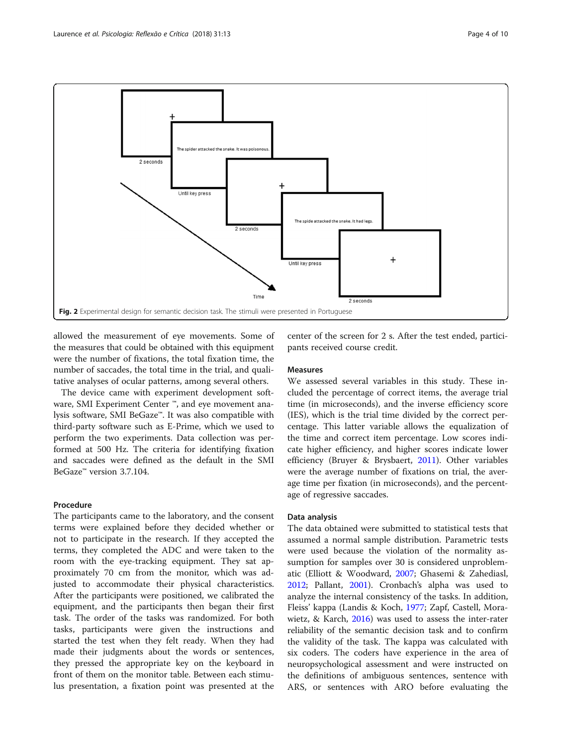+

The spider attacked the snake. It was poisonous.

2 seconds

Until key press

+

The spide attacked the snake. It had legs.

2 seconds

Until key press

+

2 seconds

Time

**Fig. 2** Experimental design for semantic decision task. The stimuli were presented in Portuguese

allowed the measurement of eye movements. Some of the measures that could be obtained with this equipment were the number of fixations, the total fixation time, the number of saccades, the total time in the trial, and qualitative analyses of ocular patterns, among several others.

The device came with experiment development software, SMI Experiment Center ™, and eye movement analysis software, SMI BeGaze™. It was also compatible with third-party software such as E-Prime, which we used to perform the two experiments. Data collection was performed at 500 Hz. The criteria for identifying fixation and saccades were defined as the default in the SMI BeGaze™ version 3.7.104.

### Procedure

The participants came to the laboratory, and the consent terms were explained before they decided whether or not to participate in the research. If they accepted the terms, they completed the ADC and were taken to the room with the eye-tracking equipment. They sat approximately 70 cm from the monitor, which was adjusted to accommodate their physical characteristics. After the participants were positioned, we calibrated the equipment, and the participants then began their first task. The order of the tasks was randomized. For both tasks, participants were given the instructions and started the test when they felt ready. When they had made their judgments about the words or sentences, they pressed the appropriate key on the keyboard in front of them on the monitor table. Between each stimulus presentation, a fixation point was presented at the center of the screen for 2 s. After the test ended, participants received course credit.

### Measures

We assessed several variables in this study. These included the percentage of correct items, the average trial time (in microseconds), and the inverse efficiency score (IES), which is the trial time divided by the correct percentage. This latter variable allows the equalization of the time and correct item percentage. Low scores indicate higher efficiency, and higher scores indicate lower efficiency (Bruyer & Brysbaert, 2011). Other variables were the average number of fixations on trial, the average time per fixation (in microseconds), and the percentage of regressive saccades.

### Data analysis

The data obtained were submitted to statistical tests that assumed a normal sample distribution. Parametric tests were used because the violation of the normality assumption for samples over 30 is considered unproblematic (Elliott & Woodward, 2007; Ghasemi & Zahediasl, 2012; Pallant, 2001). Cronbach's alpha was used to analyze the internal consistency of the tasks. In addition, Fleiss' kappa (Landis & Koch, 1977; Zapf, Castell, Morawietz, & Karch, 2016) was used to assess the inter-rater reliability of the semantic decision task and to confirm the validity of the task. The kappa was calculated with six coders. The coders have experience in the area of neuropsychological assessment and were instructed on the definitions of ambiguous sentences, sentence with ARS, or sentences with ARO before evaluating the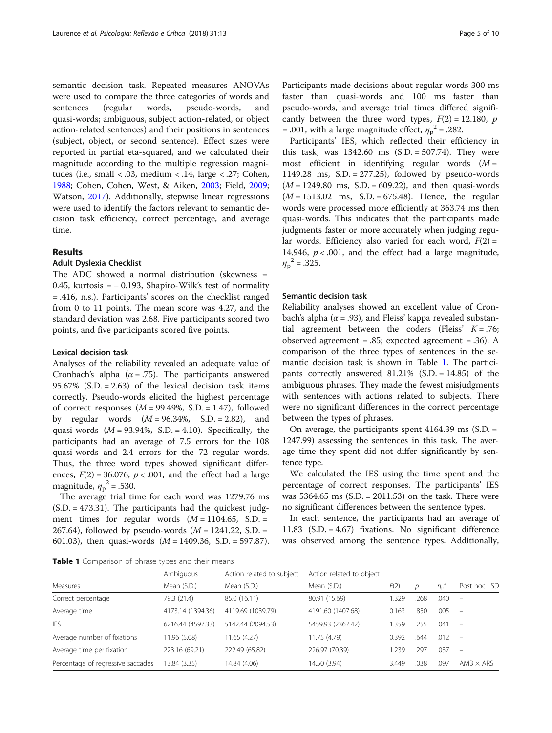semantic decision task. Repeated measures ANOVAs were used to compare the three categories of words and sentences (regular words, pseudo-words, and quasi-words; ambiguous, subject action-related, or object action-related sentences) and their positions in sentences (subject, object, or second sentence). Effect sizes were reported in partial eta-squared, and we calculated their magnitude according to the multiple regression magnitudes (i.e., small < .03, medium < .14, large < .27; Cohen, 1988; Cohen, Cohen, West, & Aiken, 2003; Field, 2009; Watson, 2017). Additionally, stepwise linear regressions were used to identify the factors relevant to semantic decision task efficiency, correct percentage, and average time.

## Results

### Adult Dyslexia Checklist

The ADC showed a normal distribution (skewness = 0.45, kurtosis = − 0.193, Shapiro-Wilk's test of normality = .416, n.s.). Participants' scores on the checklist ranged from 0 to 11 points. The mean score was 4.27, and the standard deviation was 2.68. Five participants scored two points, and five participants scored five points.

### Lexical decision task

Analyses of the reliability revealed an adequate value of Cronbach's alpha ($\alpha = .75$). The participants answered 95.67% (S.D. = 2.63) of the lexical decision task items correctly. Pseudo-words elicited the highest percentage of correct responses ($M = 99.49\%$, S.D. = 1.47), followed by regular words ($M = 96.34\%$, S.D. = 2.82), and quasi-words ($M = 93.94\%$, S.D. = 4.10). Specifically, the participants had an average of 7.5 errors for the 108 quasi-words and 2.4 errors for the 72 regular words. Thus, the three word types showed significant differences, $F(2) = 36.076$, $p < .001$, and the effect had a large magnitude, $\eta_p^2 = .530$.

The average trial time for each word was 1279.76 ms (S.D. = 473.31). The participants had the quickest judgment times for regular words ($M = 1104.65$, S.D. = 267.64), followed by pseudo-words ($M = 1241.22$, S.D. = 601.03), then quasi-words ($M = 1409.36$, S.D. = 597.87). Participants made decisions about regular words 300 ms faster than quasi-words and 100 ms faster than pseudo-words, and average trial times differed significantly between the three word types, $F(2) = 12.180$, $p = .001$, with a large magnitude effect, $\eta_p^2 = .282$.

Participants' IES, which reflected their efficiency in this task, was 1342.60 ms (S.D. = 507.74). They were most efficient in identifying regular words ($M = 1149.28$ ms, S.D. = 277.25), followed by pseudo-words ($M = 1249.80$ ms, S.D. = 609.22), and then quasi-words ($M = 1513.02$ ms, S.D. = 675.48). Hence, the regular words were processed more efficiently at 363.74 ms then quasi-words. This indicates that the participants made judgments faster or more accurately when judging regular words. Efficiency also varied for each word, $F(2) = 14.946$, $p < .001$, and the effect had a large magnitude, $\eta_p^2 = .325$.

### Semantic decision task

Reliability analyses showed an excellent value of Cronbach's alpha ($\alpha = .93$), and Fleiss' kappa revealed substantial agreement between the coders (Fleiss' $K = .76$; observed agreement = .85; expected agreement = .36). A comparison of the three types of sentences in the semantic decision task is shown in Table 1. The participants correctly answered 81.21% (S.D. = 14.85) of the ambiguous phrases. They made the fewest misjudgments with sentences with actions related to subjects. There were no significant differences in the correct percentage between the types of phrases.

On average, the participants spent 4164.39 ms (S.D. = 1247.99) assessing the sentences in this task. The average time they spent did not differ significantly by sentence type.

We calculated the IES using the time spent and the percentage of correct responses. The participants' IES was 5364.65 ms (S.D. = 2011.53) on the task. There were no significant differences between the sentence types.

In each sentence, the participants had an average of 11.83 (S.D. = 4.67) fixations. No significant difference was observed among the sentence types. Additionally,

**Table 1** Comparison of phrase types and their means

| Measures | Ambiguous<br>Mean (S.D.) | Action related to subject<br>Mean (S.D.) | Action related to object<br>Mean (S.D.) | $F(2)$ | $p$ | $\eta_p^2$ | Post hoc LSD |
|---|---|---|---|---|---|---|---|
| Correct percentage | 79.3 (21.4) | 85.0 (16.11) | 80.91 (15.69) | 1.329 | .268 | .040 | – |
| Average time | 4173.14 (1394.36) | 4119.69 (1039.79) | 4191.60 (1407.68) | 0.163 | .850 | .005 | – |
| IES | 6216.44 (4597.33) | 5142.44 (2094.53) | 5459.93 (2367.42) | 1.359 | .255 | .041 | – |
| Average number of fixations | 11.96 (5.08) | 11.65 (4.27) | 11.75 (4.79) | 0.392 | .644 | .012 | – |
| Average time per fixation | 223.16 (69.21) | 222.49 (65.82) | 226.97 (70.39) | 1.239 | .297 | .037 | – |
| Percentage of regressive saccades | 13.84 (3.35) | 14.84 (4.06) | 14.50 (3.94) | 3.449 | .038 | .097 | AMB × ARS |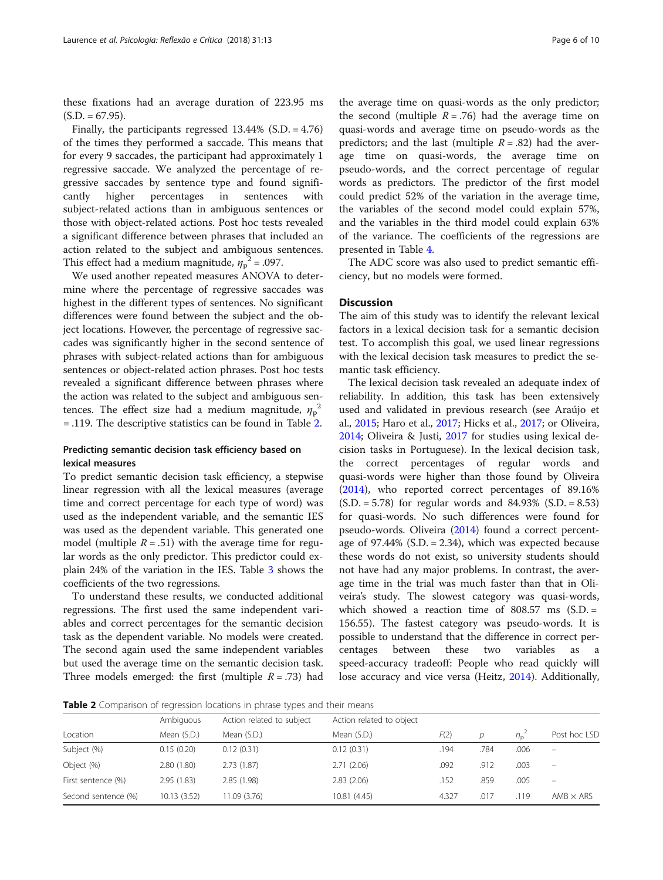these fixations had an average duration of 223.95 ms (S.D. = 67.95).

Finally, the participants regressed 13.44% (S.D. = 4.76) of the times they performed a saccade. This means that for every 9 saccades, the participant had approximately 1 regressive saccade. We analyzed the percentage of regressive saccades by sentence type and found significantly higher percentages in sentences with subject-related actions than in ambiguous sentences or those with object-related actions. Post hoc tests revealed a significant difference between phrases that included an action related to the subject and ambiguous sentences. This effect had a medium magnitude, $\eta_p^2 = .097$.

We used another repeated measures ANOVA to determine where the percentage of regressive saccades was highest in the different types of sentences. No significant differences were found between the subject and the object locations. However, the percentage of regressive saccades was significantly higher in the second sentence of phrases with subject-related actions than for ambiguous sentences or object-related action phrases. Post hoc tests revealed a significant difference between phrases where the action was related to the subject and ambiguous sentences. The effect size had a medium magnitude, $\eta_p^2 = .119$. The descriptive statistics can be found in Table 2.

### Predicting semantic decision task efficiency based on lexical measures

To predict semantic decision task efficiency, a stepwise linear regression with all the lexical measures (average time and correct percentage for each type of word) was used as the independent variable, and the semantic IES was used as the dependent variable. This generated one model (multiple $R = .51$) with the average time for regular words as the only predictor. This predictor could explain 24% of the variation in the IES. Table 3 shows the coefficients of the two regressions.

To understand these results, we conducted additional regressions. The first used the same independent variables and correct percentages for the semantic decision task as the dependent variable. No models were created. The second again used the same independent variables but used the average time on the semantic decision task. Three models emerged: the first (multiple $R = .73$) had the average time on quasi-words as the only predictor; the second (multiple $R = .76$) had the average time on quasi-words and average time on pseudo-words as the predictors; and the last (multiple $R = .82$) had the average time on quasi-words, the average time on pseudo-words, and the correct percentage of regular words as predictors. The predictor of the first model could predict 52% of the variation in the average time, the variables of the second model could explain 57%, and the variables in the third model could explain 63% of the variance. The coefficients of the regressions are presented in Table 4.

The ADC score was also used to predict semantic efficiency, but no models were formed.

## Discussion

The aim of this study was to identify the relevant lexical factors in a lexical decision task for a semantic decision test. To accomplish this goal, we used linear regressions with the lexical decision task measures to predict the semantic task efficiency.

The lexical decision task revealed an adequate index of reliability. In addition, this task has been extensively used and validated in previous research (see Araújo et al., 2015; Haro et al., 2017; Hicks et al., 2017; or Oliveira, 2014; Oliveira & Justi, 2017 for studies using lexical decision tasks in Portuguese). In the lexical decision task, the correct percentages of regular words and quasi-words were higher than those found by Oliveira (2014), who reported correct percentages of 89.16% (S.D. = 5.78) for regular words and 84.93% (S.D. = 8.53) for quasi-words. No such differences were found for pseudo-words. Oliveira (2014) found a correct percentage of 97.44% (S.D. = 2.34), which was expected because these words do not exist, so university students should not have had any major problems. In contrast, the average time in the trial was much faster than that in Oliveira's study. The slowest category was quasi-words, which showed a reaction time of 808.57 ms (S.D. = 156.55). The fastest category was pseudo-words. It is possible to understand that the difference in correct percentages between these two variables as a speed-accuracy tradeoff: People who read quickly will lose accuracy and vice versa (Heitz, 2014). Additionally,

**Table 2** Comparison of regression locations in phrase types and their means

| Location | Ambiguous Mean (S.D.) | Action related to subject Mean (S.D.) | Action related to object Mean (S.D.) | $F(2)$ | $p$ | $\eta_p^2$ | Post hoc LSD |
|---|---|---|---|---|---|---|---|
| Subject (%) | 0.15 (0.20) | 0.12 (0.31) | 0.12 (0.31) | .194 | .784 | .006 | – |
| Object (%) | 2.80 (1.80) | 2.73 (1.87) | 2.71 (2.06) | .092 | .912 | .003 | – |
| First sentence (%) | 2.95 (1.83) | 2.85 (1.98) | 2.83 (2.06) | .152 | .859 | .005 | – |
| Second sentence (%) | 10.13 (3.52) | 11.09 (3.76) | 10.81 (4.45) | 4.327 | .017 | .119 | AMB × ARS |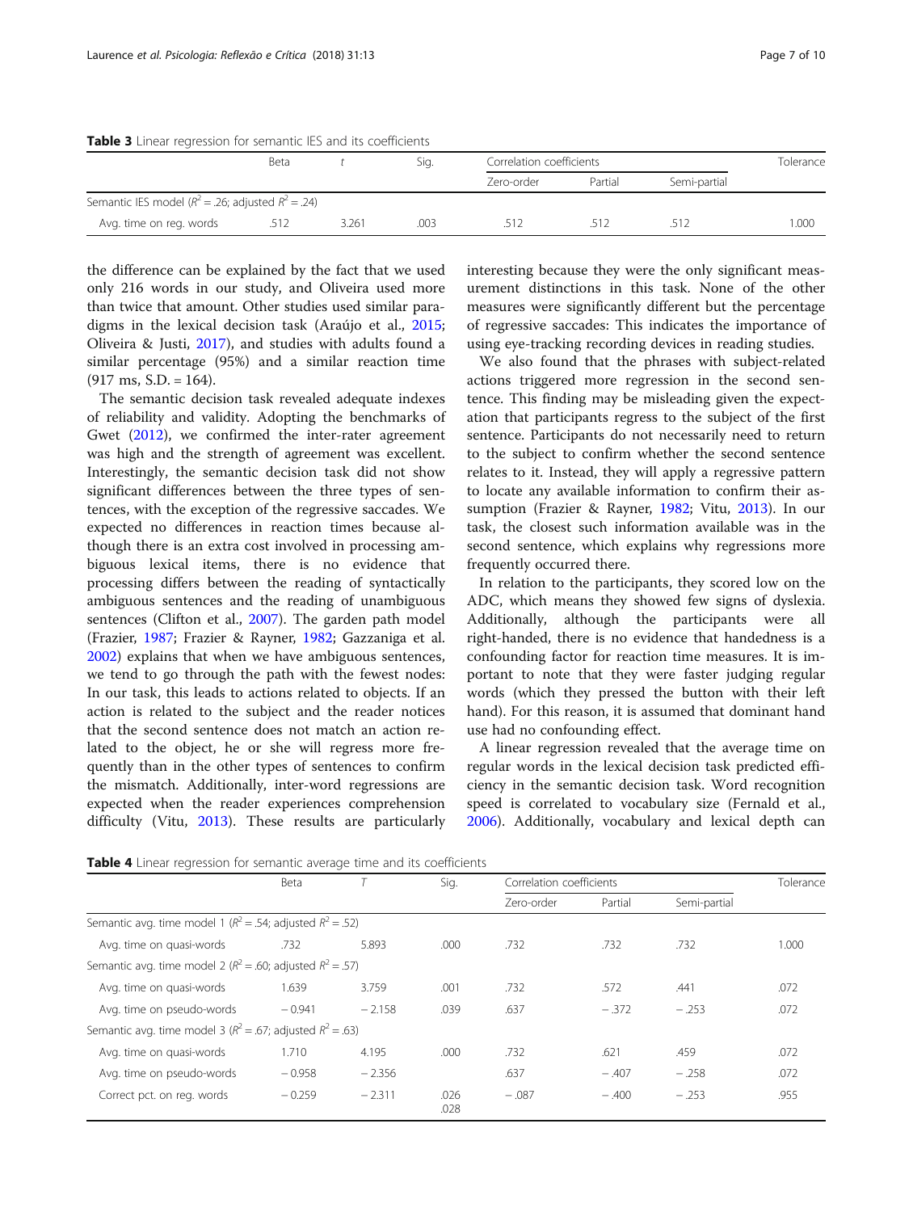**Table 3** Linear regression for semantic IES and its coefficients

| | Beta | *t* | Sig. | Correlation coefficients | | | Tolerance |
|---|---|---|---|---|---|---|---|
| | | | | Zero-order | Partial | Semi-partial | |
| Semantic IES model ($R^2$ = .26; adjusted $R^2$ = .24) | | | | | | | |
| Avg. time on reg. words | .512 | 3.261 | .003 | .512 | .512 | .512 | 1.000 |

the difference can be explained by the fact that we used only 216 words in our study, and Oliveira used more than twice that amount. Other studies used similar paradigms in the lexical decision task (Araújo et al., 2015; Oliveira & Justi, 2017), and studies with adults found a similar percentage (95%) and a similar reaction time (917 ms, S.D. = 164).

The semantic decision task revealed adequate indexes of reliability and validity. Adopting the benchmarks of Gwet (2012), we confirmed the inter-rater agreement was high and the strength of agreement was excellent. Interestingly, the semantic decision task did not show significant differences between the three types of sentences, with the exception of the regressive saccades. We expected no differences in reaction times because although there is an extra cost involved in processing ambiguous lexical items, there is no evidence that processing differs between the reading of syntactically ambiguous sentences and the reading of unambiguous sentences (Clifton et al., 2007). The garden path model (Frazier, 1987; Frazier & Rayner, 1982; Gazzaniga et al. 2002) explains that when we have ambiguous sentences, we tend to go through the path with the fewest nodes: In our task, this leads to actions related to objects. If an action is related to the subject and the reader notices that the second sentence does not match an action related to the object, he or she will regress more frequently than in the other types of sentences to confirm the mismatch. Additionally, inter-word regressions are expected when the reader experiences comprehension difficulty (Vitu, 2013). These results are particularly interesting because they were the only significant measurement distinctions in this task. None of the other measures were significantly different but the percentage of regressive saccades: This indicates the importance of using eye-tracking recording devices in reading studies.

We also found that the phrases with subject-related actions triggered more regression in the second sentence. This finding may be misleading given the expectation that participants regress to the subject of the first sentence. Participants do not necessarily need to return to the subject to confirm whether the second sentence relates to it. Instead, they will apply a regressive pattern to locate any available information to confirm their assumption (Frazier & Rayner, 1982; Vitu, 2013). In our task, the closest such information available was in the second sentence, which explains why regressions more frequently occurred there.

In relation to the participants, they scored low on the ADC, which means they showed few signs of dyslexia. Additionally, although the participants were all right-handed, there is no evidence that handedness is a confounding factor for reaction time measures. It is important to note that they were faster judging regular words (which they pressed the button with their left hand). For this reason, it is assumed that dominant hand use had no confounding effect.

A linear regression revealed that the average time on regular words in the lexical decision task predicted efficiency in the semantic decision task. Word recognition speed is correlated to vocabulary size (Fernald et al., 2006). Additionally, vocabulary and lexical depth can

**Table 4** Linear regression for semantic average time and its coefficients

| | Beta | *T* | Sig. | Correlation coefficients | | | Tolerance |
|---|---|---|---|---|---|---|---|
| | | | | Zero-order | Partial | Semi-partial | |
| Semantic avg. time model 1 ($R^2$ = .54; adjusted $R^2$ = .52) | | | | | | | |
| Avg. time on quasi-words | .732 | 5.893 | .000 | .732 | .732 | .732 | 1.000 |
| Semantic avg. time model 2 ($R^2$ = .60; adjusted $R^2$ = .57) | | | | | | | |
| Avg. time on quasi-words | 1.639 | 3.759 | .001 | .732 | .572 | .441 | .072 |
| Avg. time on pseudo-words | − 0.941 | − 2.158 | .039 | .637 | − .372 | − .253 | .072 |
| Semantic avg. time model 3 ($R^2$ = .67; adjusted $R^2$ = .63) | | | | | | | |
| Avg. time on quasi-words | 1.710 | 4.195 | .000 | .732 | .621 | .459 | .072 |
| Avg. time on pseudo-words | − 0.958 | − 2.356 | | .637 | − .407 | − .258 | .072 |
| Correct pct. on reg. words | − 0.259 | − 2.311 | .026 .028 | − .087 | − .400 | − .253 | .955 |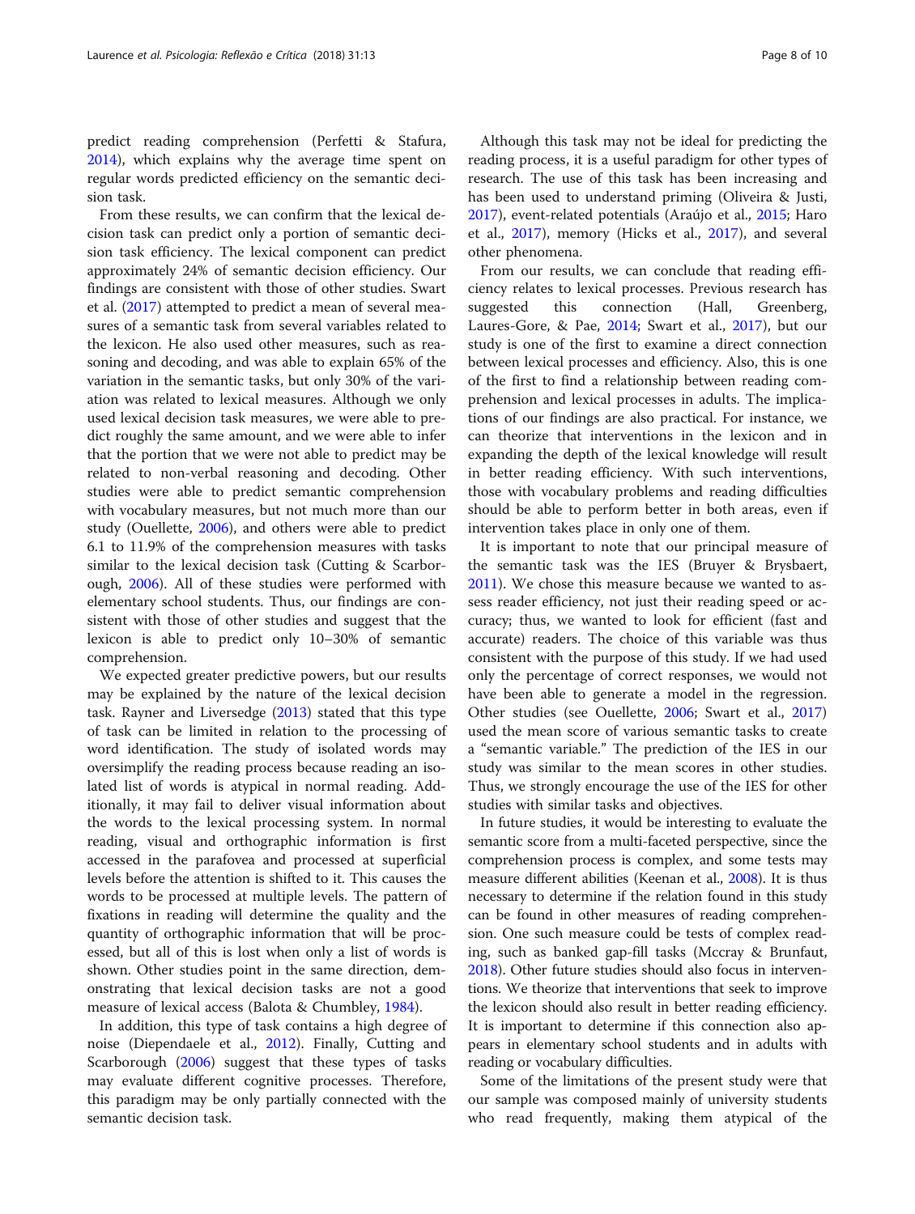predict reading comprehension (Perfetti & Stafura, 2014), which explains why the average time spent on regular words predicted efficiency on the semantic decision task.

From these results, we can confirm that the lexical decision task can predict only a portion of semantic decision task efficiency. The lexical component can predict approximately 24% of semantic decision efficiency. Our findings are consistent with those of other studies. Swart et al. (2017) attempted to predict a mean of several measures of a semantic task from several variables related to the lexicon. He also used other measures, such as reasoning and decoding, and was able to explain 65% of the variation in the semantic tasks, but only 30% of the variation was related to lexical measures. Although we only used lexical decision task measures, we were able to predict roughly the same amount, and we were able to infer that the portion that we were not able to predict may be related to non-verbal reasoning and decoding. Other studies were able to predict semantic comprehension with vocabulary measures, but not much more than our study (Ouellette, 2006), and others were able to predict 6.1 to 11.9% of the comprehension measures with tasks similar to the lexical decision task (Cutting & Scarborough, 2006). All of these studies were performed with elementary school students. Thus, our findings are consistent with those of other studies and suggest that the lexicon is able to predict only 10–30% of semantic comprehension.

We expected greater predictive powers, but our results may be explained by the nature of the lexical decision task. Rayner and Liversedge (2013) stated that this type of task can be limited in relation to the processing of word identification. The study of isolated words may oversimplify the reading process because reading an isolated list of words is atypical in normal reading. Additionally, it may fail to deliver visual information about the words to the lexical processing system. In normal reading, visual and orthographic information is first accessed in the parafovea and processed at superficial levels before the attention is shifted to it. This causes the words to be processed at multiple levels. The pattern of fixations in reading will determine the quality and the quantity of orthographic information that will be processed, but all of this is lost when only a list of words is shown. Other studies point in the same direction, demonstrating that lexical decision tasks are not a good measure of lexical access (Balota & Chumbley, 1984).

In addition, this type of task contains a high degree of noise (Diependaele et al., 2012). Finally, Cutting and Scarborough (2006) suggest that these types of tasks may evaluate different cognitive processes. Therefore, this paradigm may be only partially connected with the semantic decision task.

Although this task may not be ideal for predicting the reading process, it is a useful paradigm for other types of research. The use of this task has been increasing and has been used to understand priming (Oliveira & Justi, 2017), event-related potentials (Araújo et al., 2015; Haro et al., 2017), memory (Hicks et al., 2017), and several other phenomena.

From our results, we can conclude that reading efficiency relates to lexical processes. Previous research has suggested this connection (Hall, Greenberg, Laures-Gore, & Pae, 2014; Swart et al., 2017), but our study is one of the first to examine a direct connection between lexical processes and efficiency. Also, this is one of the first to find a relationship between reading comprehension and lexical processes in adults. The implications of our findings are also practical. For instance, we can theorize that interventions in the lexicon and in expanding the depth of the lexical knowledge will result in better reading efficiency. With such interventions, those with vocabulary problems and reading difficulties should be able to perform better in both areas, even if intervention takes place in only one of them.

It is important to note that our principal measure of the semantic task was the IES (Bruyer & Brysbaert, 2011). We chose this measure because we wanted to assess reader efficiency, not just their reading speed or accuracy; thus, we wanted to look for efficient (fast and accurate) readers. The choice of this variable was thus consistent with the purpose of this study. If we had used only the percentage of correct responses, we would not have been able to generate a model in the regression. Other studies (see Ouellette, 2006; Swart et al., 2017) used the mean score of various semantic tasks to create a "semantic variable." The prediction of the IES in our study was similar to the mean scores in other studies. Thus, we strongly encourage the use of the IES for other studies with similar tasks and objectives.

In future studies, it would be interesting to evaluate the semantic score from a multi-faceted perspective, since the comprehension process is complex, and some tests may measure different abilities (Keenan et al., 2008). It is thus necessary to determine if the relation found in this study can be found in other measures of reading comprehension. One such measure could be tests of complex reading, such as banked gap-fill tasks (Mccray & Brunfaut, 2018). Other future studies should also focus in interventions. We theorize that interventions that seek to improve the lexicon should also result in better reading efficiency. It is important to determine if this connection also appears in elementary school students and in adults with reading or vocabulary difficulties.

Some of the limitations of the present study were that our sample was composed mainly of university students who read frequently, making them atypical of the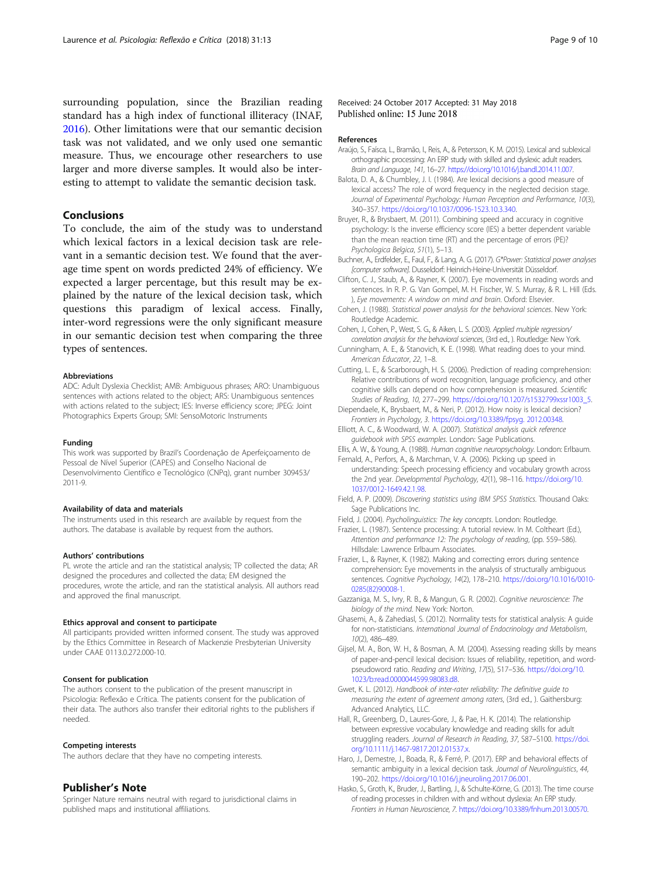surrounding population, since the Brazilian reading standard has a high index of functional illiteracy (INAF, 2016). Other limitations were that our semantic decision task was not validated, and we only used one semantic measure. Thus, we encourage other researchers to use larger and more diverse samples. It would also be interesting to attempt to validate the semantic decision task.

## Conclusions

To conclude, the aim of the study was to understand which lexical factors in a lexical decision task are relevant in a semantic decision test. We found that the average time spent on words predicted 24% of efficiency. We expected a larger percentage, but this result may be explained by the nature of the lexical decision task, which questions this paradigm of lexical access. Finally, inter-word regressions were the only significant measure in our semantic decision test when comparing the three types of sentences.

#### Abbreviations

ADC: Adult Dyslexia Checklist; AMB: Ambiguous phrases; ARO: Unambiguous sentences with actions related to the object; ARS: Unambiguous sentences with actions related to the subject; IES: Inverse efficiency score; JPEG: Joint Photographics Experts Group; SMI: SensoMotoric Instruments

#### Funding

This work was supported by Brazil's Coordenação de Aperfeiçoamento de Pessoal de Nível Superior (CAPES) and Conselho Nacional de Desenvolvimento Científico e Tecnológico (CNPq), grant number 309453/2011-9.

#### Availability of data and materials

The instruments used in this research are available by request from the authors. The database is available by request from the authors.

#### Authors' contributions

PL wrote the article and ran the statistical analysis; TP collected the data; AR designed the procedures and collected the data; EM designed the procedures, wrote the article, and ran the statistical analysis. All authors read and approved the final manuscript.

#### Ethics approval and consent to participate

All participants provided written informed consent. The study was approved by the Ethics Committee in Research of Mackenzie Presbyterian University under CAAE 0113.0.272.000-10.

#### Consent for publication

The authors consent to the publication of the present manuscript in Psicologia: Reflexão e Crítica. The patients consent for the publication of their data. The authors also transfer their editorial rights to the publishers if needed.

#### Competing interests

The authors declare that they have no competing interests.

## Publisher's Note

Springer Nature remains neutral with regard to jurisdictional claims in published maps and institutional affiliations.

Received: 24 October 2017 Accepted: 31 May 2018
Published online: 15 June 2018

#### References

Araújo, S., Faísca, L., Bramão, I., Reis, A., & Petersson, K. M. (2015). Lexical and sublexical orthographic processing: An ERP study with skilled and dyslexic adult readers. *Brain and Language, 141*, 16–27. https://doi.org/10.1016/j.bandl.2014.11.007.

Balota, D. A., & Chumbley, J. I. (1984). Are lexical decisions a good measure of lexical access? The role of word frequency in the neglected decision stage. *Journal of Experimental Psychology: Human Perception and Performance, 10*(3), 340–357. https://doi.org/10.1037/0096-1523.10.3.340.

Bruyer, R., & Brysbaert, M. (2011). Combining speed and accuracy in cognitive psychology: Is the inverse efficiency score (IES) a better dependent variable than the mean reaction time (RT) and the percentage of errors (PE)? *Psychologica Belgica, 51*(1), 5–13.

Buchner, A., Erdfelder, E., Faul, F., & Lang, A. G. (2017). *G*Power: Statistical power analyses [computer software]*. Dusseldorf: Heinrich-Heine-Universität Düsseldorf.

Clifton, C. J., Staub, A., & Rayner, K. (2007). Eye movements in reading words and sentences. In R. P. G. Van Gompel, M. H. Fischer, W. S. Murray, & R. L. Hill (Eds.), *Eye movements: A window on mind and brain*. Oxford: Elsevier.

Cohen, J. (1988). *Statistical power analysis for the behavioral sciences*. New York: Routledge Academic.

Cohen, J., Cohen, P., West, S. G., & Aiken, L. S. (2003). *Applied multiple regression/correlation analysis for the behavioral sciences*, (3rd ed., ). Routledge: New York.

Cunningham, A. E., & Stanovich, K. E. (1998). What reading does to your mind. *American Educator, 22*, 1–8.

Cutting, L. E., & Scarborough, H. S. (2006). Prediction of reading comprehension: Relative contributions of word recognition, language proficiency, and other cognitive skills can depend on how comprehension is measured. *Scientific Studies of Reading, 10*, 277–299. https://doi.org/10.1207/s1532799xssr1003_5.

Diependaele, K., Brysbaert, M., & Neri, P. (2012). How noisy is lexical decision? *Frontiers in Psychology, 3*. https://doi.org/10.3389/fpsyg. 2012.00348.

Elliott, A. C., & Woodward, W. A. (2007). *Statistical analysis quick reference guidebook with SPSS examples*. London: Sage Publications.

Ellis, A. W., & Young, A. (1988). *Human cognitive neuropsychology*. London: Erlbaum.

Fernald, A., Perfors, A., & Marchman, V. A. (2006). Picking up speed in understanding: Speech processing efficiency and vocabulary growth across the 2nd year. *Developmental Psychology, 42*(1), 98–116. https://doi.org/10.1037/0012-1649.42.1.98.

Field, A. P. (2009). *Discovering statistics using IBM SPSS Statistics*. Thousand Oaks: Sage Publications Inc.

Field, J. (2004). *Psycholinguistics: The key concepts*. London: Routledge.

Frazier, L. (1987). Sentence processing: A tutorial review. In M. Coltheart (Ed.), *Attention and performance 12: The psychology of reading*, (pp. 559–586). Hillsdale: Lawrence Erlbaum Associates.

Frazier, L., & Rayner, K. (1982). Making and correcting errors during sentence comprehension: Eye movements in the analysis of structurally ambiguous sentences. *Cognitive Psychology, 14*(2), 178–210. https://doi.org/10.1016/0010-0285(82)90008-1.

Gazzaniga, M. S., Ivry, R. B., & Mangun, G. R. (2002). *Cognitive neuroscience: The biology of the mind*. New York: Norton.

Ghasemi, A., & Zahediasl, S. (2012). Normality tests for statistical analysis: A guide for non-statisticians. *International Journal of Endocrinology and Metabolism, 10*(2), 486–489.

Gijsel, M. A., Bon, W. H., & Bosman, A. M. (2004). Assessing reading skills by means of paper-and-pencil lexical decision: Issues of reliability, repetition, and word-pseudoword ratio. *Reading and Writing, 17*(5), 517–536. https://doi.org/10.1023/b:read.0000044599.98083.d8.

Gwet, K. L. (2012). *Handbook of inter-rater reliability: The definitive guide to measuring the extent of agreement among raters*, (3rd ed., ). Gaithersburg: Advanced Analytics, LLC.

Hall, R., Greenberg, D., Laures-Gore, J., & Pae, H. K. (2014). The relationship between expressive vocabulary knowledge and reading skills for adult struggling readers. *Journal of Research in Reading, 37*, S87–S100. https://doi.org/10.1111/j.1467-9817.2012.01537.x.

Haro, J., Demestre, J., Boada, R., & Ferré, P. (2017). ERP and behavioral effects of semantic ambiguity in a lexical decision task. *Journal of Neurolinguistics, 44*, 190–202. https://doi.org/10.1016/j.jneuroling.2017.06.001.

Hasko, S., Groth, K., Bruder, J., Bartling, J., & Schulte-Körne, G. (2013). The time course of reading processes in children with and without dyslexia: An ERP study. *Frontiers in Human Neuroscience, 7*. https://doi.org/10.3389/fnhum.2013.00570.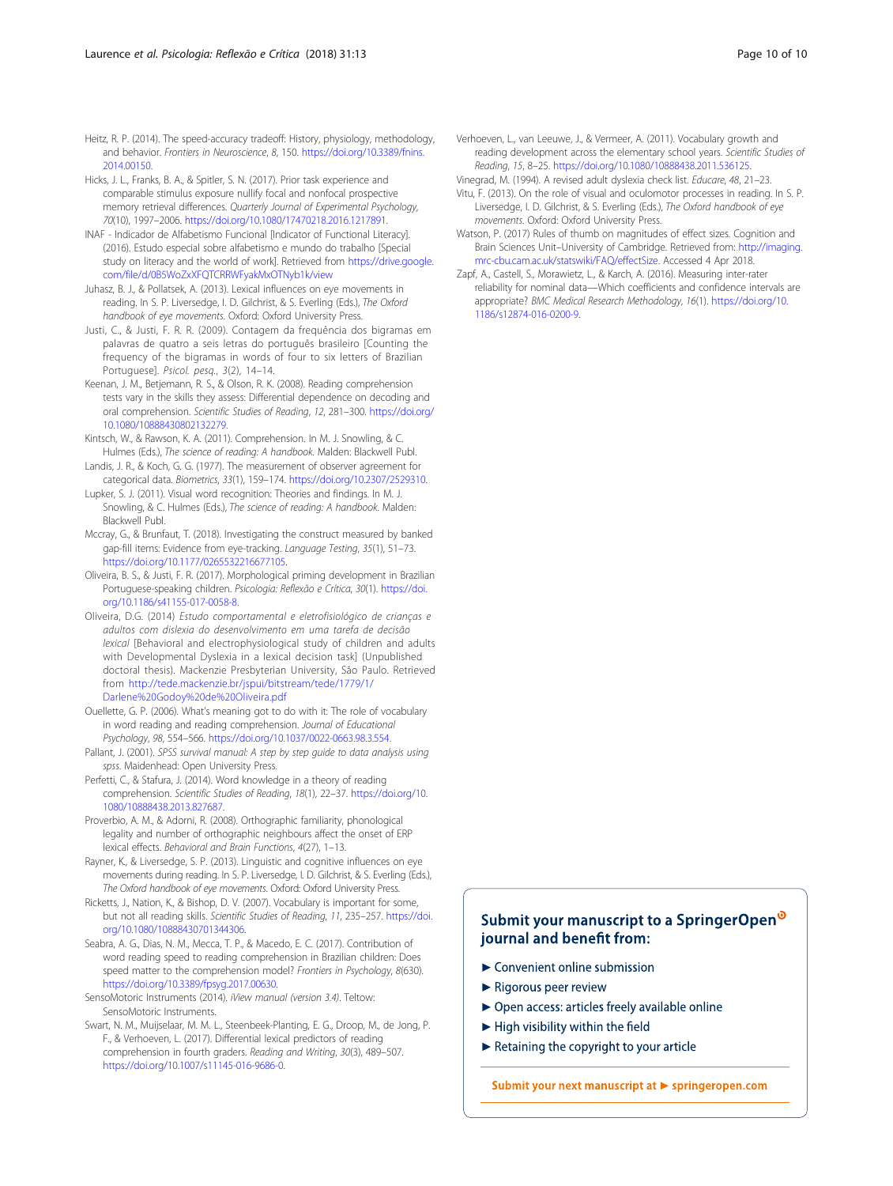Heitz, R. P. (2014). The speed-accuracy tradeoff: History, physiology, methodology, and behavior. *Frontiers in Neuroscience*, *8*, 150. https://doi.org/10.3389/fnins.2014.00150.

Hicks, J. L., Franks, B. A., & Spitler, S. N. (2017). Prior task experience and comparable stimulus exposure nullify focal and nonfocal prospective memory retrieval differences. *Quarterly Journal of Experimental Psychology*, *70*(10), 1997–2006. https://doi.org/10.1080/17470218.2016.1217891.

INAF - Indicador de Alfabetismo Funcional [Indicator of Functional Literacy]. (2016). Estudo especial sobre alfabetismo e mundo do trabalho [Special study on literacy and the world of work]. Retrieved from https://drive.google.com/file/d/0B5WoZxXFQTCRRWFyakMxOTNyb1k/view

Juhasz, B. J., & Pollatsek, A. (2013). Lexical influences on eye movements in reading. In S. P. Liversedge, I. D. Gilchrist, & S. Everling (Eds.), *The Oxford handbook of eye movements*. Oxford: Oxford University Press.

Justi, C., & Justi, F. R. R. (2009). Contagem da frequência dos bigramas em palavras de quatro a seis letras do português brasileiro [Counting the frequency of the bigramas in words of four to six letters of Brazilian Portuguese]. *Psicol. pesq.*, *3*(2), 14–14.

Keenan, J. M., Betjemann, R. S., & Olson, R. K. (2008). Reading comprehension tests vary in the skills they assess: Differential dependence on decoding and oral comprehension. *Scientific Studies of Reading*, *12*, 281–300. https://doi.org/10.1080/10888430802132279.

Kintsch, W., & Rawson, K. A. (2011). Comprehension. In M. J. Snowling, & C. Hulmes (Eds.), *The science of reading: A handbook*. Malden: Blackwell Publ.

Landis, J. R., & Koch, G. G. (1977). The measurement of observer agreement for categorical data. *Biometrics*, *33*(1), 159–174. https://doi.org/10.2307/2529310.

Lupker, S. J. (2011). Visual word recognition: Theories and findings. In M. J. Snowling, & C. Hulmes (Eds.), *The science of reading: A handbook*. Malden: Blackwell Publ.

Mccray, G., & Brunfaut, T. (2018). Investigating the construct measured by banked gap-fill items: Evidence from eye-tracking. *Language Testing*, *35*(1), 51–73. https://doi.org/10.1177/0265532216677105.

Oliveira, B. S., & Justi, F. R. (2017). Morphological priming development in Brazilian Portuguese-speaking children. *Psicologia: Reflexão e Crítica*, *30*(1). https://doi.org/10.1186/s41155-017-0058-8.

Oliveira, D.G. (2014) *Estudo comportamental e eletrofisiológico de crianças e adultos com dislexia do desenvolvimento em uma tarefa de decisão lexical* [Behavioral and electrophysiological study of children and adults with Developmental Dyslexia in a lexical decision task] (Unpublished doctoral thesis). Mackenzie Presbyterian University, São Paulo. Retrieved from http://tede.mackenzie.br/jspui/bitstream/tede/1779/1/Darlene%20Godoy%20de%20Oliveira.pdf

Ouellette, G. P. (2006). What's meaning got to do with it: The role of vocabulary in word reading and reading comprehension. *Journal of Educational Psychology*, *98*, 554–566. https://doi.org/10.1037/0022-0663.98.3.554.

Pallant, J. (2001). *SPSS survival manual: A step by step guide to data analysis using spss*. Maidenhead: Open University Press.

Perfetti, C., & Stafura, J. (2014). Word knowledge in a theory of reading comprehension. *Scientific Studies of Reading*, *18*(1), 22–37. https://doi.org/10.1080/10888438.2013.827687.

Proverbio, A. M., & Adorni, R. (2008). Orthographic familiarity, phonological legality and number of orthographic neighbours affect the onset of ERP lexical effects. *Behavioral and Brain Functions*, *4*(27), 1–13.

Rayner, K., & Liversedge, S. P. (2013). Linguistic and cognitive influences on eye movements during reading. In S. P. Liversedge, I. D. Gilchrist, & S. Everling (Eds.), *The Oxford handbook of eye movements*. Oxford: Oxford University Press.

Ricketts, J., Nation, K., & Bishop, D. V. (2007). Vocabulary is important for some, but not all reading skills. *Scientific Studies of Reading*, *11*, 235–257. https://doi.org/10.1080/10888430701344306.

Seabra, A. G., Dias, N. M., Mecca, T. P., & Macedo, E. C. (2017). Contribution of word reading speed to reading comprehension in Brazilian children: Does speed matter to the comprehension model? *Frontiers in Psychology*, *8*(630). https://doi.org/10.3389/fpsyg.2017.00630.

SensoMotoric Instruments (2014). *iView manual (version 3.4)*. Teltow: SensoMotoric Instruments.

Swart, N. M., Muijselaar, M. M. L., Steenbeek-Planting, E. G., Droop, M., de Jong, P. F., & Verhoeven, L. (2017). Differential lexical predictors of reading comprehension in fourth graders. *Reading and Writing*, *30*(3), 489–507. https://doi.org/10.1007/s11145-016-9686-0.

Verhoeven, L., van Leeuwe, J., & Vermeer, A. (2011). Vocabulary growth and reading development across the elementary school years. *Scientific Studies of Reading*, *15*, 8–25. https://doi.org/10.1080/10888438.2011.536125.

Vinegrad, M. (1994). A revised adult dyslexia check list. *Educare*, *48*, 21–23.

Vitu, F. (2013). On the role of visual and oculomotor processes in reading. In S. P. Liversedge, I. D. Gilchrist, & S. Everling (Eds.), *The Oxford handbook of eye movements*. Oxford: Oxford University Press.

Watson, P. (2017) Rules of thumb on magnitudes of effect sizes. Cognition and Brain Sciences Unit–University of Cambridge. Retrieved from: http://imaging.mrc-cbu.cam.ac.uk/statswiki/FAQ/effectSize. Accessed 4 Apr 2018.

Zapf, A., Castell, S., Morawietz, L., & Karch, A. (2016). Measuring inter-rater reliability for nominal data—Which coefficients and confidence intervals are appropriate? *BMC Medical Research Methodology*, *16*(1). https://doi.org/10.1186/s12874-016-0200-9.

**Submit your manuscript to a SpringerOpen journal and benefit from:**

- ► Convenient online submission
- ► Rigorous peer review
- ► Open access: articles freely available online
- ► High visibility within the field
- ► Retaining the copyright to your article

**Submit your next manuscript at ► springeropen.com**